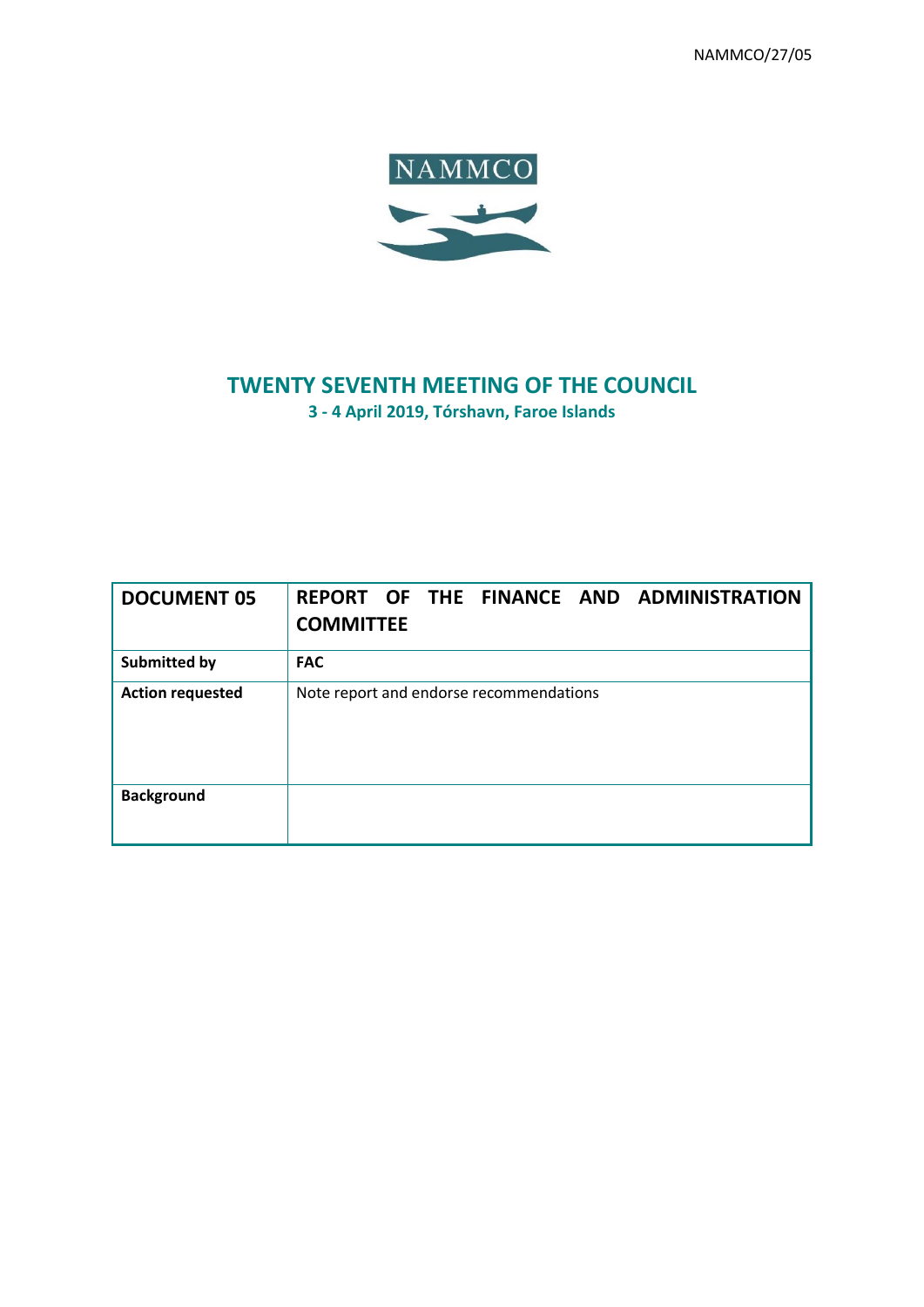NAMMCO/27/05

NAMMCO

# TWENTY SEVENTH MEETING OF THE COUNCIL

**3 - 4 April 2019, Tórshavn, Faroe Islands**

| **DOCUMENT 05** | **REPORT OF THE FINANCE AND ADMINISTRATION COMMITTEE** |
|---|---|
| **Submitted by** | **FAC** |
| **Action requested** | Note report and endorse recommendations |
| **Background** | |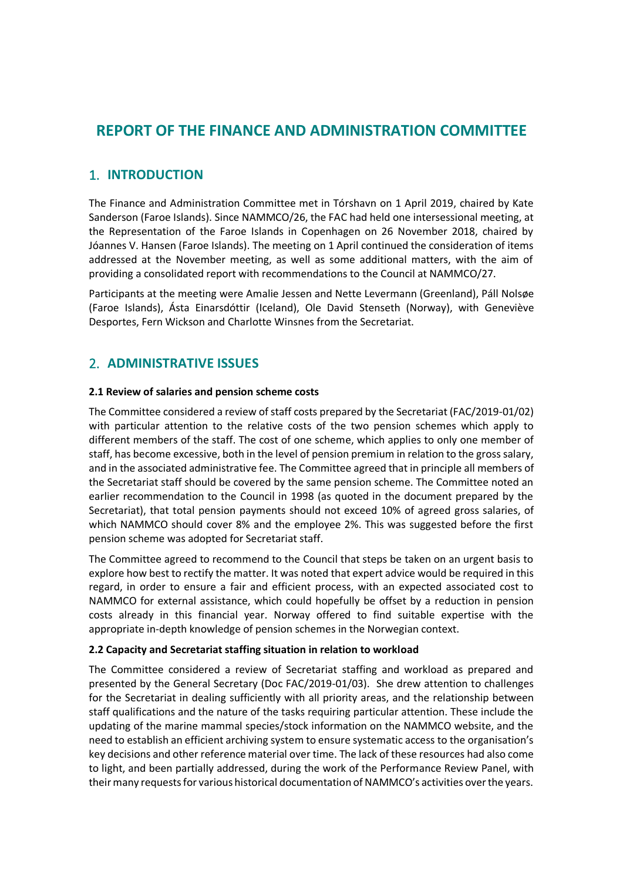# REPORT OF THE FINANCE AND ADMINISTRATION COMMITTEE

## 1. INTRODUCTION

The Finance and Administration Committee met in Tórshavn on 1 April 2019, chaired by Kate Sanderson (Faroe Islands). Since NAMMCO/26, the FAC had held one intersessional meeting, at the Representation of the Faroe Islands in Copenhagen on 26 November 2018, chaired by Jóannes V. Hansen (Faroe Islands). The meeting on 1 April continued the consideration of items addressed at the November meeting, as well as some additional matters, with the aim of providing a consolidated report with recommendations to the Council at NAMMCO/27.

Participants at the meeting were Amalie Jessen and Nette Levermann (Greenland), Páll Nolsøe (Faroe Islands), Ásta Einarsdóttir (Iceland), Ole David Stenseth (Norway), with Geneviève Desportes, Fern Wickson and Charlotte Winsnes from the Secretariat.

## 2. ADMINISTRATIVE ISSUES

### 2.1 Review of salaries and pension scheme costs

The Committee considered a review of staff costs prepared by the Secretariat (FAC/2019-01/02) with particular attention to the relative costs of the two pension schemes which apply to different members of the staff. The cost of one scheme, which applies to only one member of staff, has become excessive, both in the level of pension premium in relation to the gross salary, and in the associated administrative fee. The Committee agreed that in principle all members of the Secretariat staff should be covered by the same pension scheme. The Committee noted an earlier recommendation to the Council in 1998 (as quoted in the document prepared by the Secretariat), that total pension payments should not exceed 10% of agreed gross salaries, of which NAMMCO should cover 8% and the employee 2%. This was suggested before the first pension scheme was adopted for Secretariat staff.

The Committee agreed to recommend to the Council that steps be taken on an urgent basis to explore how best to rectify the matter. It was noted that expert advice would be required in this regard, in order to ensure a fair and efficient process, with an expected associated cost to NAMMCO for external assistance, which could hopefully be offset by a reduction in pension costs already in this financial year. Norway offered to find suitable expertise with the appropriate in-depth knowledge of pension schemes in the Norwegian context.

### 2.2 Capacity and Secretariat staffing situation in relation to workload

The Committee considered a review of Secretariat staffing and workload as prepared and presented by the General Secretary (Doc FAC/2019-01/03). She drew attention to challenges for the Secretariat in dealing sufficiently with all priority areas, and the relationship between staff qualifications and the nature of the tasks requiring particular attention. These include the updating of the marine mammal species/stock information on the NAMMCO website, and the need to establish an efficient archiving system to ensure systematic access to the organisation's key decisions and other reference material over time. The lack of these resources had also come to light, and been partially addressed, during the work of the Performance Review Panel, with their many requests for various historical documentation of NAMMCO's activities over the years.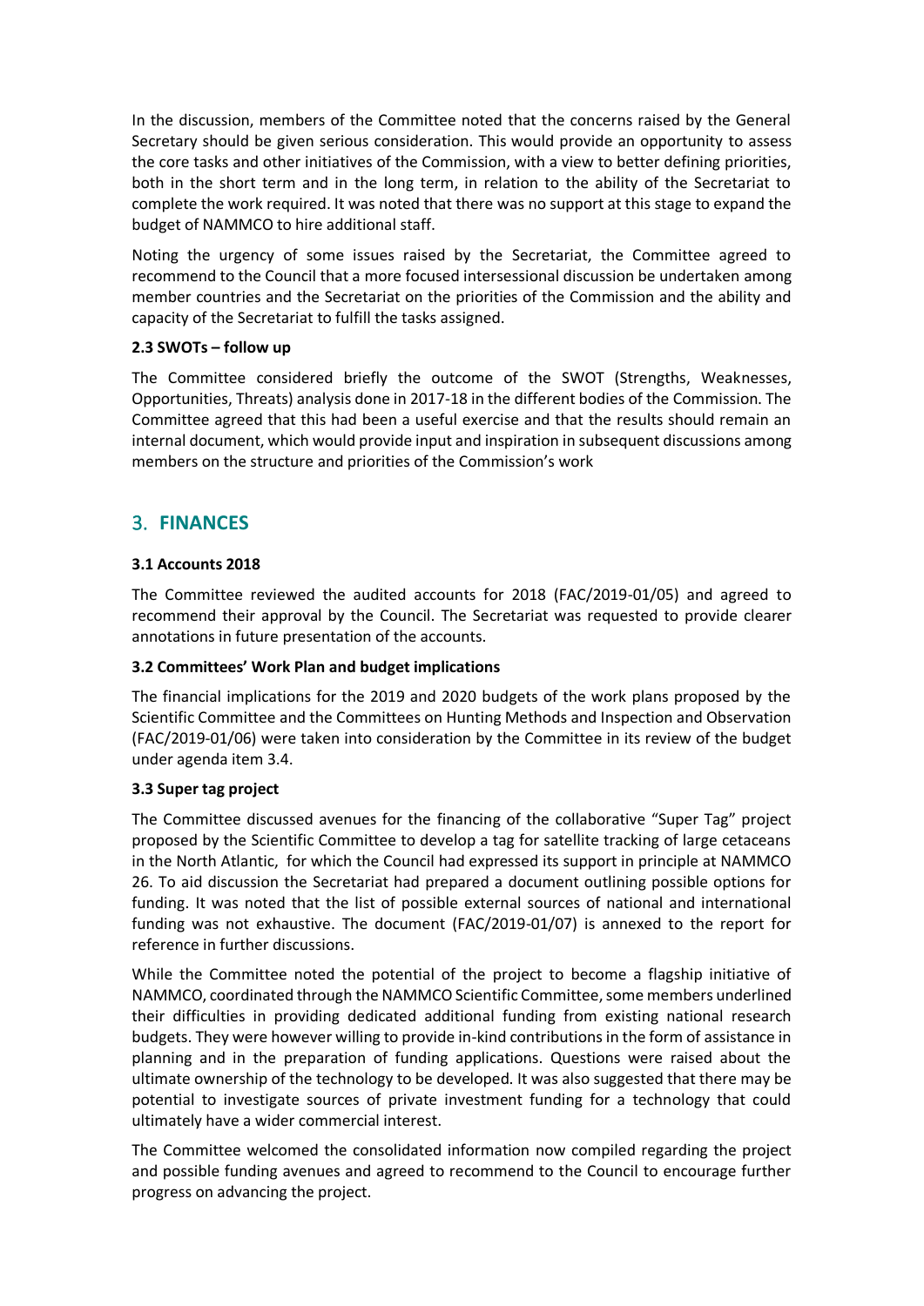In the discussion, members of the Committee noted that the concerns raised by the General Secretary should be given serious consideration. This would provide an opportunity to assess the core tasks and other initiatives of the Commission, with a view to better defining priorities, both in the short term and in the long term, in relation to the ability of the Secretariat to complete the work required. It was noted that there was no support at this stage to expand the budget of NAMMCO to hire additional staff.

Noting the urgency of some issues raised by the Secretariat, the Committee agreed to recommend to the Council that a more focused intersessional discussion be undertaken among member countries and the Secretariat on the priorities of the Commission and the ability and capacity of the Secretariat to fulfill the tasks assigned.

### 2.3 SWOTs – follow up

The Committee considered briefly the outcome of the SWOT (Strengths, Weaknesses, Opportunities, Threats) analysis done in 2017-18 in the different bodies of the Commission. The Committee agreed that this had been a useful exercise and that the results should remain an internal document, which would provide input and inspiration in subsequent discussions among members on the structure and priorities of the Commission's work

## 3. FINANCES

### 3.1 Accounts 2018

The Committee reviewed the audited accounts for 2018 (FAC/2019-01/05) and agreed to recommend their approval by the Council. The Secretariat was requested to provide clearer annotations in future presentation of the accounts.

### 3.2 Committees' Work Plan and budget implications

The financial implications for the 2019 and 2020 budgets of the work plans proposed by the Scientific Committee and the Committees on Hunting Methods and Inspection and Observation (FAC/2019-01/06) were taken into consideration by the Committee in its review of the budget under agenda item 3.4.

### 3.3 Super tag project

The Committee discussed avenues for the financing of the collaborative "Super Tag" project proposed by the Scientific Committee to develop a tag for satellite tracking of large cetaceans in the North Atlantic, for which the Council had expressed its support in principle at NAMMCO 26. To aid discussion the Secretariat had prepared a document outlining possible options for funding. It was noted that the list of possible external sources of national and international funding was not exhaustive. The document (FAC/2019-01/07) is annexed to the report for reference in further discussions.

While the Committee noted the potential of the project to become a flagship initiative of NAMMCO, coordinated through the NAMMCO Scientific Committee, some members underlined their difficulties in providing dedicated additional funding from existing national research budgets. They were however willing to provide in-kind contributions in the form of assistance in planning and in the preparation of funding applications. Questions were raised about the ultimate ownership of the technology to be developed. It was also suggested that there may be potential to investigate sources of private investment funding for a technology that could ultimately have a wider commercial interest.

The Committee welcomed the consolidated information now compiled regarding the project and possible funding avenues and agreed to recommend to the Council to encourage further progress on advancing the project.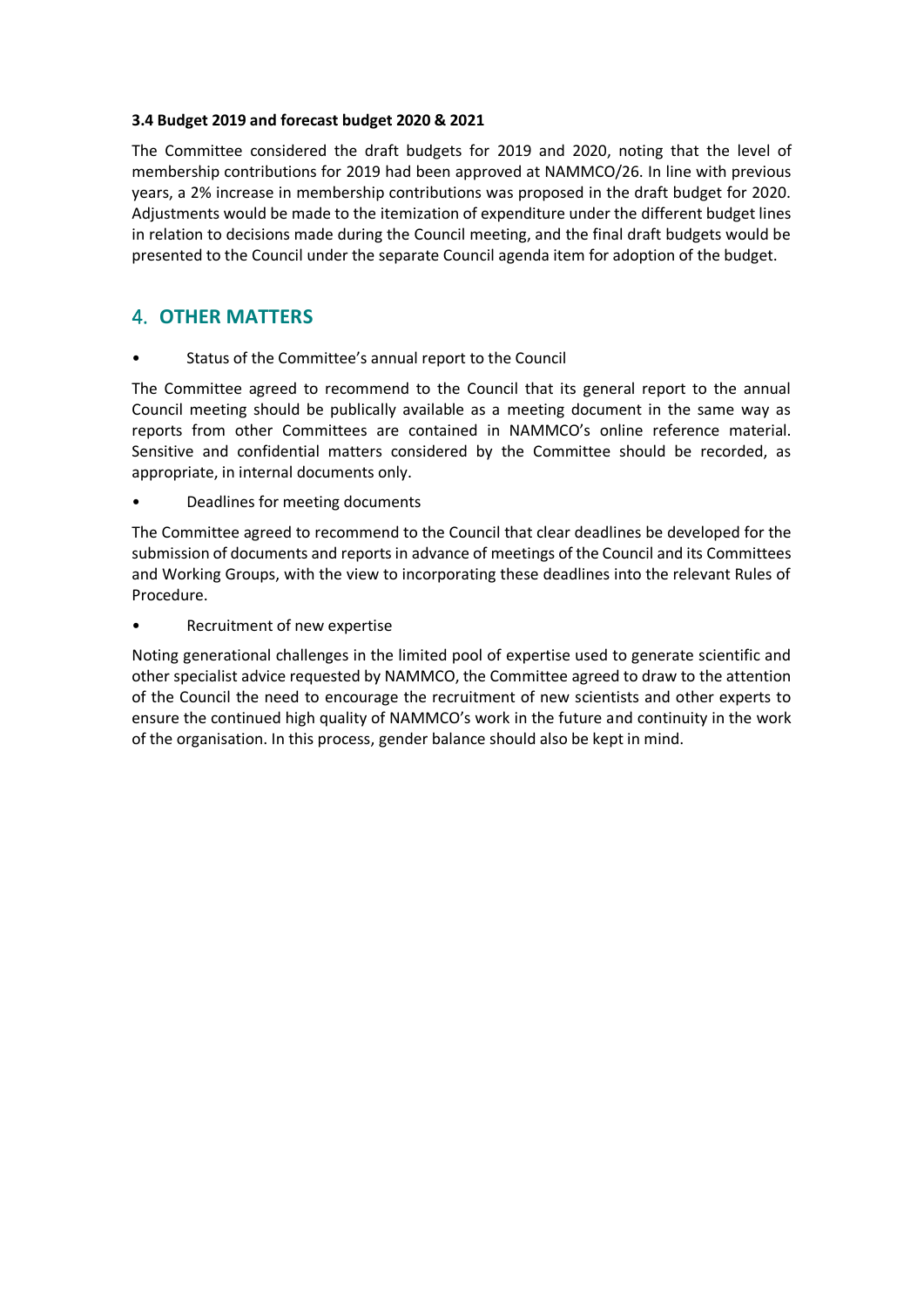### 3.4 Budget 2019 and forecast budget 2020 & 2021

The Committee considered the draft budgets for 2019 and 2020, noting that the level of membership contributions for 2019 had been approved at NAMMCO/26. In line with previous years, a 2% increase in membership contributions was proposed in the draft budget for 2020. Adjustments would be made to the itemization of expenditure under the different budget lines in relation to decisions made during the Council meeting, and the final draft budgets would be presented to the Council under the separate Council agenda item for adoption of the budget.

## 4. OTHER MATTERS

- Status of the Committee's annual report to the Council

The Committee agreed to recommend to the Council that its general report to the annual Council meeting should be publically available as a meeting document in the same way as reports from other Committees are contained in NAMMCO's online reference material. Sensitive and confidential matters considered by the Committee should be recorded, as appropriate, in internal documents only.

- Deadlines for meeting documents

The Committee agreed to recommend to the Council that clear deadlines be developed for the submission of documents and reports in advance of meetings of the Council and its Committees and Working Groups, with the view to incorporating these deadlines into the relevant Rules of Procedure.

- Recruitment of new expertise

Noting generational challenges in the limited pool of expertise used to generate scientific and other specialist advice requested by NAMMCO, the Committee agreed to draw to the attention of the Council the need to encourage the recruitment of new scientists and other experts to ensure the continued high quality of NAMMCO's work in the future and continuity in the work of the organisation. In this process, gender balance should also be kept in mind.